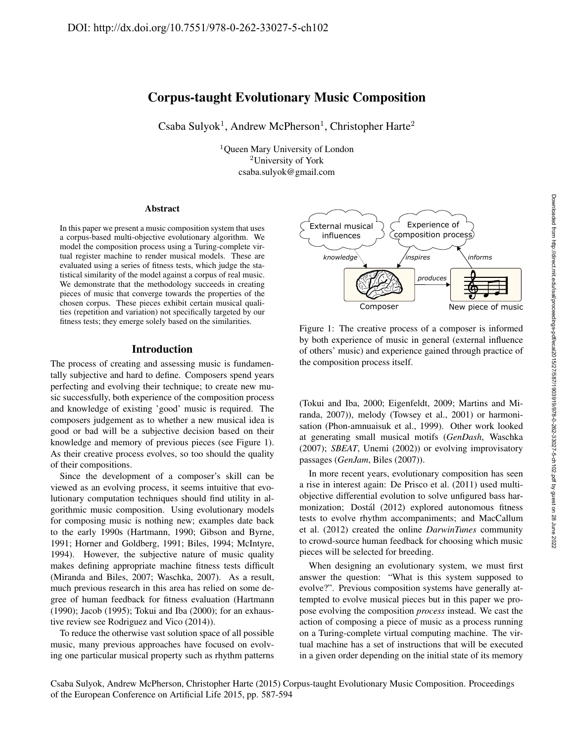DOI: http://dx.doi.org/10.7551/978-0-262-33027-5-ch102

# Corpus-taught Evolutionary Music Composition

Csaba Sulyok[1], Andrew McPherson[1], Christopher Harte[2]

[1]Queen Mary University of London
[2]University of York
csaba.sulyok@gmail.com

### Abstract

In this paper we present a music composition system that uses a corpus-based multi-objective evolutionary algorithm. We model the composition process using a Turing-complete virtual register machine to render musical models. These are evaluated using a series of fitness tests, which judge the statistical similarity of the model against a corpus of real music. We demonstrate that the methodology succeeds in creating pieces of music that converge towards the properties of the chosen corpus. These pieces exhibit certain musical qualities (repetition and variation) not specifically targeted by our fitness tests; they emerge solely based on the similarities.

## Introduction

The process of creating and assessing music is fundamentally subjective and hard to define. Composers spend years perfecting and evolving their technique; to create new music successfully, both experience of the composition process and knowledge of existing 'good' music is required. The composers judgement as to whether a new musical idea is good or bad will be a subjective decision based on their knowledge and memory of previous pieces (see Figure 1). As their creative process evolves, so too should the quality of their compositions.

Since the development of a composer's skill can be viewed as an evolving process, it seems intuitive that evolutionary computation techniques should find utility in algorithmic music composition. Using evolutionary models for composing music is nothing new; examples date back to the early 1990s (Hartmann, 1990; Gibson and Byrne, 1991; Horner and Goldberg, 1991; Biles, 1994; McIntyre, 1994). However, the subjective nature of music quality makes defining appropriate machine fitness tests difficult (Miranda and Biles, 2007; Waschka, 2007). As a result, much previous research in this area has relied on some degree of human feedback for fitness evaluation (Hartmann (1990); Jacob (1995); Tokui and Iba (2000); for an exhaustive review see Rodriguez and Vico (2014)).

To reduce the otherwise vast solution space of all possible music, many previous approaches have focused on evolving one particular musical property such as rhythm patterns

Figure 1: The creative process of a composer is informed by both experience of music in general (external influence of others' music) and experience gained through practice of the composition process itself.

(Tokui and Iba, 2000; Eigenfeldt, 2009; Martins and Miranda, 2007)), melody (Towsey et al., 2001) or harmonisation (Phon-amnuaisuk et al., 1999). Other work looked at generating small musical motifs (*GenDash*, Waschka (2007); *SBEAT*, Unemi (2002)) or evolving improvisatory passages (*GenJam*, Biles (2007)).

In more recent years, evolutionary composition has seen a rise in interest again: De Prisco et al. (2011) used multi-objective differential evolution to solve unfigured bass harmonization; Dostál (2012) explored autonomous fitness tests to evolve rhythm accompaniments; and MacCallum et al. (2012) created the online *DarwinTunes* community to crowd-source human feedback for choosing which music pieces will be selected for breeding.

When designing an evolutionary system, we must first answer the question: "What is this system supposed to evolve?". Previous composition systems have generally attempted to evolve musical pieces but in this paper we propose evolving the composition *process* instead. We cast the action of composing a piece of music as a process running on a Turing-complete virtual computing machine. The virtual machine has a set of instructions that will be executed in a given order depending on the initial state of its memory

Csaba Sulyok, Andrew McPherson, Christopher Harte (2015) Corpus-taught Evolutionary Music Composition. Proceedings of the European Conference on Artificial Life 2015, pp. 587-594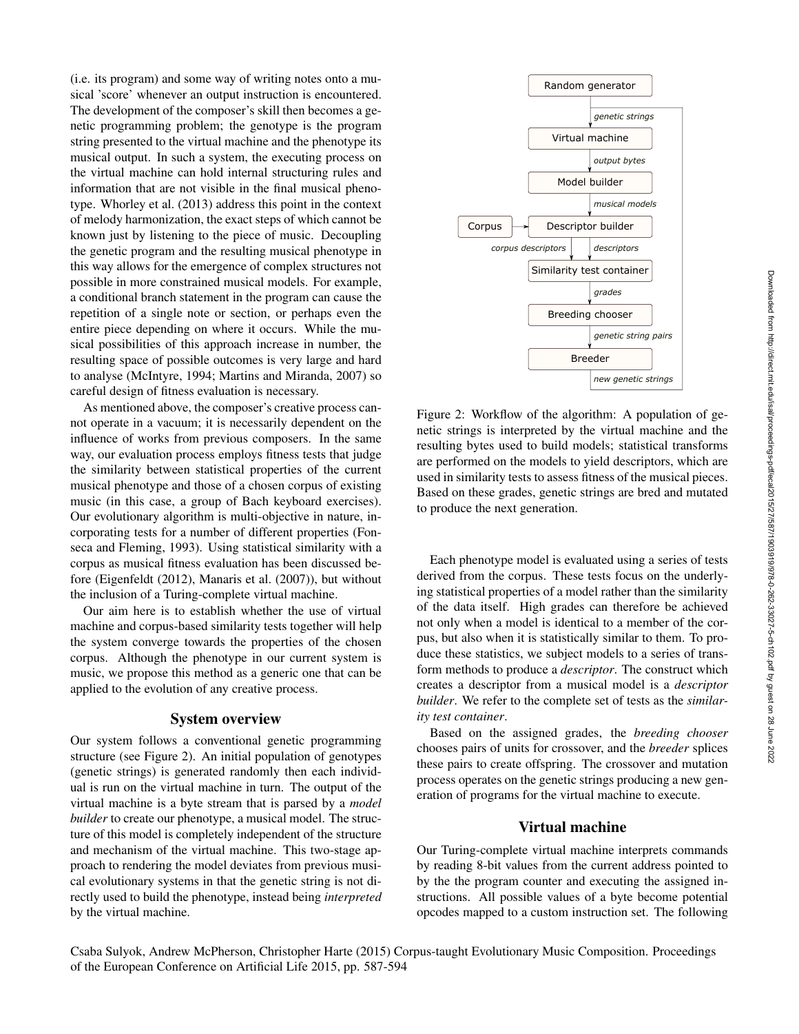(i.e. its program) and some way of writing notes onto a musical 'score' whenever an output instruction is encountered. The development of the composer's skill then becomes a genetic programming problem; the genotype is the program string presented to the virtual machine and the phenotype its musical output. In such a system, the executing process on the virtual machine can hold internal structuring rules and information that are not visible in the final musical phenotype. Whorley et al. (2013) address this point in the context of melody harmonization, the exact steps of which cannot be known just by listening to the piece of music. Decoupling the genetic program and the resulting musical phenotype in this way allows for the emergence of complex structures not possible in more constrained musical models. For example, a conditional branch statement in the program can cause the repetition of a single note or section, or perhaps even the entire piece depending on where it occurs. While the musical possibilities of this approach increase in number, the resulting space of possible outcomes is very large and hard to analyse (McIntyre, 1994; Martins and Miranda, 2007) so careful design of fitness evaluation is necessary.

As mentioned above, the composer's creative process cannot operate in a vacuum; it is necessarily dependent on the influence of works from previous composers. In the same way, our evaluation process employs fitness tests that judge the similarity between statistical properties of the current musical phenotype and those of a chosen corpus of existing music (in this case, a group of Bach keyboard exercises). Our evolutionary algorithm is multi-objective in nature, incorporating tests for a number of different properties (Fonseca and Fleming, 1993). Using statistical similarity with a corpus as musical fitness evaluation has been discussed before (Eigenfeldt (2012), Manaris et al. (2007)), but without the inclusion of a Turing-complete virtual machine.

Our aim here is to establish whether the use of virtual machine and corpus-based similarity tests together will help the system converge towards the properties of the chosen corpus. Although the phenotype in our current system is music, we propose this method as a generic one that can be applied to the evolution of any creative process.

## System overview

Our system follows a conventional genetic programming structure (see Figure 2). An initial population of genotypes (genetic strings) is generated randomly then each individual is run on the virtual machine in turn. The output of the virtual machine is a byte stream that is parsed by a *model builder* to create our phenotype, a musical model. The structure of this model is completely independent of the structure and mechanism of the virtual machine. This two-stage approach to rendering the model deviates from previous musical evolutionary systems in that the genetic string is not directly used to build the phenotype, instead being *interpreted* by the virtual machine.

Random generator → *genetic strings* → Virtual machine → *output bytes* → Model builder → *musical models* → Descriptor builder (← Corpus) → *corpus descriptors* / *descriptors* → Similarity test container → *grades* → Breeding chooser → *genetic string pairs* → Breeder → *new genetic strings* → (back to Virtual machine)

Figure 2: Workflow of the algorithm: A population of genetic strings is interpreted by the virtual machine and the resulting bytes used to build models; statistical transforms are performed on the models to yield descriptors, which are used in similarity tests to assess fitness of the musical pieces. Based on these grades, genetic strings are bred and mutated to produce the next generation.

Each phenotype model is evaluated using a series of tests derived from the corpus. These tests focus on the underlying statistical properties of a model rather than the similarity of the data itself. High grades can therefore be achieved not only when a model is identical to a member of the corpus, but also when it is statistically similar to them. To produce these statistics, we subject models to a series of transform methods to produce a *descriptor*. The construct which creates a descriptor from a musical model is a *descriptor builder*. We refer to the complete set of tests as the *similarity test container*.

Based on the assigned grades, the *breeding chooser* chooses pairs of units for crossover, and the *breeder* splices these pairs to create offspring. The crossover and mutation process operates on the genetic strings producing a new generation of programs for the virtual machine to execute.

## Virtual machine

Our Turing-complete virtual machine interprets commands by reading 8-bit values from the current address pointed to by the the program counter and executing the assigned instructions. All possible values of a byte become potential opcodes mapped to a custom instruction set. The following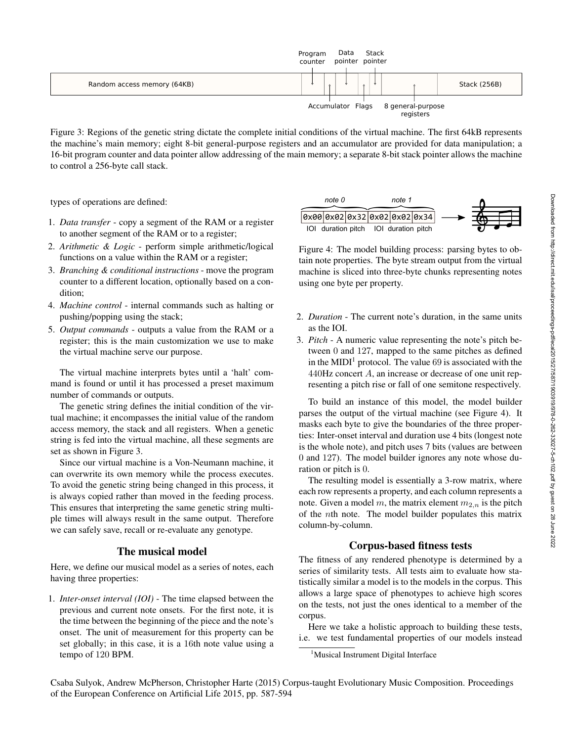Figure 3: Regions of the genetic string dictate the complete initial conditions of the virtual machine. The first 64kB represents the machine's main memory; eight 8-bit general-purpose registers and an accumulator are provided for data manipulation; a 16-bit program counter and data pointer allow addressing of the main memory; a separate 8-bit stack pointer allows the machine to control a 256-byte call stack.

types of operations are defined:

1. *Data transfer* - copy a segment of the RAM or a register to another segment of the RAM or to a register;
2. *Arithmetic & Logic* - perform simple arithmetic/logical functions on a value within the RAM or a register;
3. *Branching & conditional instructions* - move the program counter to a different location, optionally based on a condition;
4. *Machine control* - internal commands such as halting or pushing/popping using the stack;
5. *Output commands* - outputs a value from the RAM or a register; this is the main customization we use to make the virtual machine serve our purpose.

The virtual machine interprets bytes until a 'halt' command is found or until it has processed a preset maximum number of commands or outputs.

The genetic string defines the initial condition of the virtual machine; it encompasses the initial value of the random access memory, the stack and all registers. When a genetic string is fed into the virtual machine, all these segments are set as shown in Figure 3.

Since our virtual machine is a Von-Neumann machine, it can overwrite its own memory while the process executes. To avoid the genetic string being changed in this process, it is always copied rather than moved in the feeding process. This ensures that interpreting the same genetic string multiple times will always result in the same output. Therefore we can safely save, recall or re-evaluate any genotype.

## The musical model

Here, we define our musical model as a series of notes, each having three properties:

1. *Inter-onset interval (IOI)* - The time elapsed between the previous and current note onsets. For the first note, it is the time between the beginning of the piece and the note's onset. The unit of measurement for this property can be set globally; in this case, it is a 16th note value using a tempo of 120 BPM.

Figure 4: The model building process: parsing bytes to obtain note properties. The byte stream output from the virtual machine is sliced into three-byte chunks representing notes using one byte per property.

2. *Duration* - The current note's duration, in the same units as the IOI.
3. *Pitch* - A numeric value representing the note's pitch between 0 and 127, mapped to the same pitches as defined in the MIDI[1] protocol. The value 69 is associated with the 440Hz concert $A$, an increase or decrease of one unit representing a pitch rise or fall of one semitone respectively.

To build an instance of this model, the model builder parses the output of the virtual machine (see Figure 4). It masks each byte to give the boundaries of the three properties: Inter-onset interval and duration use 4 bits (longest note is the whole note), and pitch uses 7 bits (values are between 0 and 127). The model builder ignores any note whose duration or pitch is 0.

The resulting model is essentially a 3-row matrix, where each row represents a property, and each column represents a note. Given a model $m$, the matrix element $m_{2,n}$ is the pitch of the $n$th note. The model builder populates this matrix column-by-column.

## Corpus-based fitness tests

The fitness of any rendered phenotype is determined by a series of similarity tests. All tests aim to evaluate how statistically similar a model is to the models in the corpus. This allows a large space of phenotypes to achieve high scores on the tests, not just the ones identical to a member of the corpus.

Here we take a holistic approach to building these tests, i.e. we test fundamental properties of our models instead

[1] Musical Instrument Digital Interface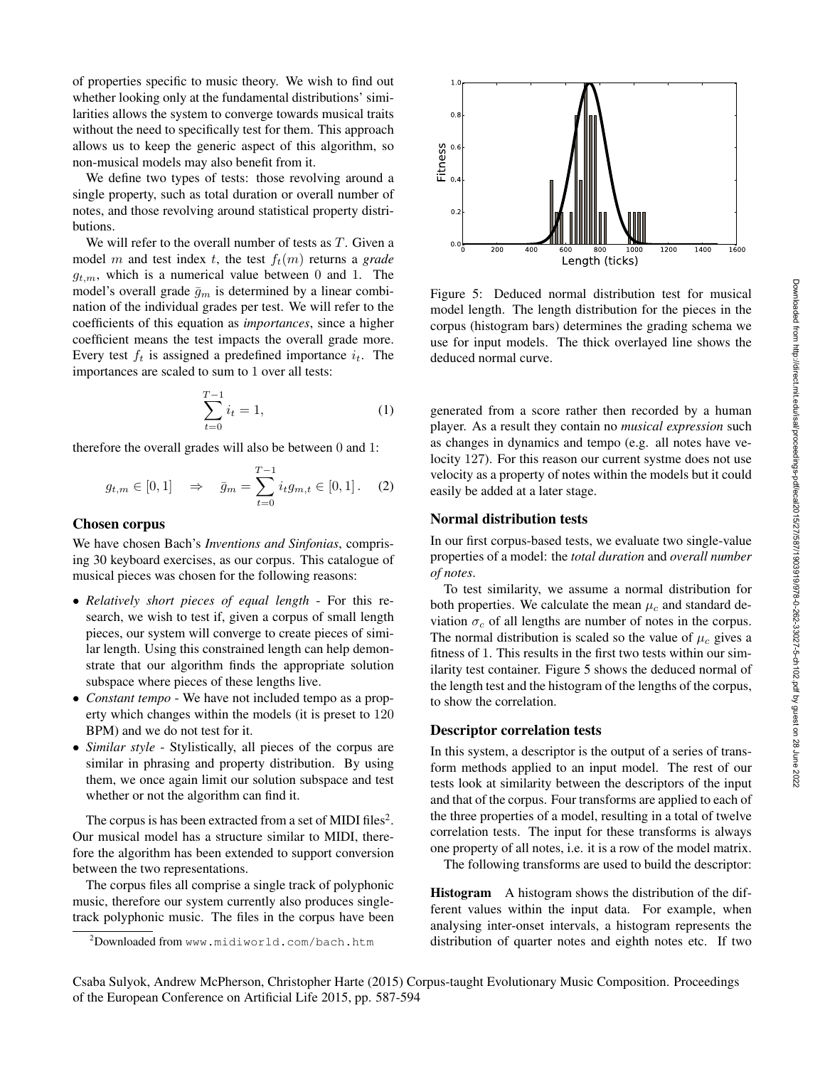of properties specific to music theory. We wish to find out whether looking only at the fundamental distributions' similarities allows the system to converge towards musical traits without the need to specifically test for them. This approach allows us to keep the generic aspect of this algorithm, so non-musical models may also benefit from it.

We define two types of tests: those revolving around a single property, such as total duration or overall number of notes, and those revolving around statistical property distributions.

We will refer to the overall number of tests as $T$. Given a model $m$ and test index $t$, the test $f_t(m)$ returns a *grade* $g_{t,m}$, which is a numerical value between 0 and 1. The model's overall grade $\bar{g}_m$ is determined by a linear combination of the individual grades per test. We will refer to the coefficients of this equation as *importances*, since a higher coefficient means the test impacts the overall grade more. Every test $f_t$ is assigned a predefined importance $i_t$. The importances are scaled to sum to 1 over all tests:

$$\sum_{t=0}^{T-1} i_t = 1, \tag{1}$$

therefore the overall grades will also be between 0 and 1:

$$g_{t,m} \in [0,1] \quad \Rightarrow \quad \bar{g}_m = \sum_{t=0}^{T-1} i_t g_{m,t} \in [0,1]. \tag{2}$$

## Chosen corpus

We have chosen Bach's *Inventions and Sinfonias*, comprising 30 keyboard exercises, as our corpus. This catalogue of musical pieces was chosen for the following reasons:

- *Relatively short pieces of equal length* - For this research, we wish to test if, given a corpus of small length pieces, our system will converge to create pieces of similar length. Using this constrained length can help demonstrate that our algorithm finds the appropriate solution subspace where pieces of these lengths live.
- *Constant tempo* - We have not included tempo as a property which changes within the models (it is preset to 120 BPM) and we do not test for it.
- *Similar style* - Stylistically, all pieces of the corpus are similar in phrasing and property distribution. By using them, we once again limit our solution subspace and test whether or not the algorithm can find it.

The corpus is has been extracted from a set of MIDI files[2]. Our musical model has a structure similar to MIDI, therefore the algorithm has been extended to support conversion between the two representations.

The corpus files all comprise a single track of polyphonic music, therefore our system currently also produces single-track polyphonic music. The files in the corpus have been generated from a score rather then recorded by a human player. As a result they contain no *musical expression* such as changes in dynamics and tempo (e.g. all notes have velocity 127). For this reason our current systme does not use velocity as a property of notes within the models but it could easily be added at a later stage.

[2]Downloaded from www.midiworld.com/bach.htm

Figure 5: Deduced normal distribution test for musical model length. The length distribution for the pieces in the corpus (histogram bars) determines the grading schema we use for input models. The thick overlayed line shows the deduced normal curve.

## Normal distribution tests

In our first corpus-based tests, we evaluate two single-value properties of a model: the *total duration* and *overall number of notes*.

To test similarity, we assume a normal distribution for both properties. We calculate the mean $\mu_c$ and standard deviation $\sigma_c$ of all lengths are number of notes in the corpus. The normal distribution is scaled so the value of $\mu_c$ gives a fitness of 1. This results in the first two tests within our similarity test container. Figure 5 shows the deduced normal of the length test and the histogram of the lengths of the corpus, to show the correlation.

## Descriptor correlation tests

In this system, a descriptor is the output of a series of transform methods applied to an input model. The rest of our tests look at similarity between the descriptors of the input and that of the corpus. Four transforms are applied to each of the three properties of a model, resulting in a total of twelve correlation tests. The input for these transforms is always one property of all notes, i.e. it is a row of the model matrix.

The following transforms are used to build the descriptor:

**Histogram** A histogram shows the distribution of the different values within the input data. For example, when analysing inter-onset intervals, a histogram represents the distribution of quarter notes and eighth notes etc. If two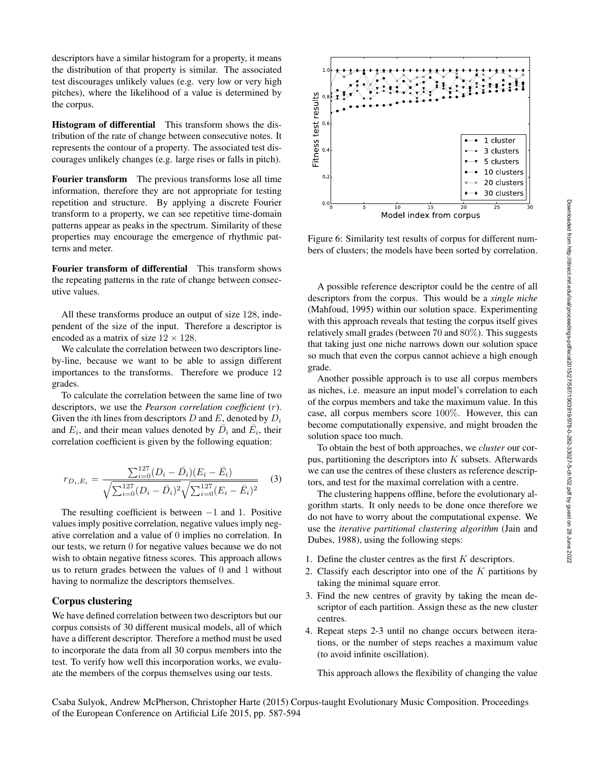descriptors have a similar histogram for a property, it means the distribution of that property is similar. The associated test discourages unlikely values (e.g. very low or very high pitches), where the likelihood of a value is determined by the corpus.

**Histogram of differential** This transform shows the distribution of the rate of change between consecutive notes. It represents the contour of a property. The associated test discourages unlikely changes (e.g. large rises or falls in pitch).

**Fourier transform** The previous transforms lose all time information, therefore they are not appropriate for testing repetition and structure. By applying a discrete Fourier transform to a property, we can see repetitive time-domain patterns appear as peaks in the spectrum. Similarity of these properties may encourage the emergence of rhythmic patterns and meter.

**Fourier transform of differential** This transform shows the repeating patterns in the rate of change between consecutive values.

All these transforms produce an output of size $128$, independent of the size of the input. Therefore a descriptor is encoded as a matrix of size $12 \times 128$.

We calculate the correlation between two descriptors line-by-line, because we want to be able to assign different importances to the transforms. Therefore we produce $12$ grades.

To calculate the correlation between the same line of two descriptors, we use the *Pearson correlation coefficient* ($r$). Given the $i$th lines from descriptors $D$ and $E$, denoted by $D_i$ and $E_i$, and their mean values denoted by $\bar{D}_i$ and $\bar{E}_i$, their correlation coefficient is given by the following equation:

$$r_{D_i,E_i} = \frac{\sum_{i=0}^{127}(D_i - \bar{D}_i)(E_i - \bar{E}_i)}{\sqrt{\sum_{i=0}^{127}(D_i - \bar{D}_i)^2}\sqrt{\sum_{i=0}^{127}(E_i - \bar{E}_i)^2}} \quad (3)$$

The resulting coefficient is between $-1$ and $1$. Positive values imply positive correlation, negative values imply negative correlation and a value of $0$ implies no correlation. In our tests, we return $0$ for negative values because we do not wish to obtain negative fitness scores. This approach allows us to return grades between the values of $0$ and $1$ without having to normalize the descriptors themselves.

## Corpus clustering

We have defined correlation between two descriptors but our corpus consists of 30 different musical models, all of which have a different descriptor. Therefore a method must be used to incorporate the data from all 30 corpus members into the test. To verify how well this incorporation works, we evaluate the members of the corpus themselves using our tests.

Figure 6: Similarity test results of corpus for different numbers of clusters; the models have been sorted by correlation.

A possible reference descriptor could be the centre of all descriptors from the corpus. This would be a *single niche* (Mahfoud, 1995) within our solution space. Experimenting with this approach reveals that testing the corpus itself gives relatively small grades (between 70 and $80\%$). This suggests that taking just one niche narrows down our solution space so much that even the corpus cannot achieve a high enough grade.

Another possible approach is to use all corpus members as niches, i.e. measure an input model's correlation to each of the corpus members and take the maximum value. In this case, all corpus members score $100\%$. However, this can become computationally expensive, and might broaden the solution space too much.

To obtain the best of both approaches, we *cluster* our corpus, partitioning the descriptors into $K$ subsets. Afterwards we can use the centres of these clusters as reference descriptors, and test for the maximal correlation with a centre.

The clustering happens offline, before the evolutionary algorithm starts. It only needs to be done once therefore we do not have to worry about the computational expense. We use the *iterative partitional clustering algorithm* (Jain and Dubes, 1988), using the following steps:

1. Define the cluster centres as the first $K$ descriptors.
2. Classify each descriptor into one of the $K$ partitions by taking the minimal square error.
3. Find the new centres of gravity by taking the mean descriptor of each partition. Assign these as the new cluster centres.
4. Repeat steps 2-3 until no change occurs between iterations, or the number of steps reaches a maximum value (to avoid infinite oscillation).

This approach allows the flexibility of changing the value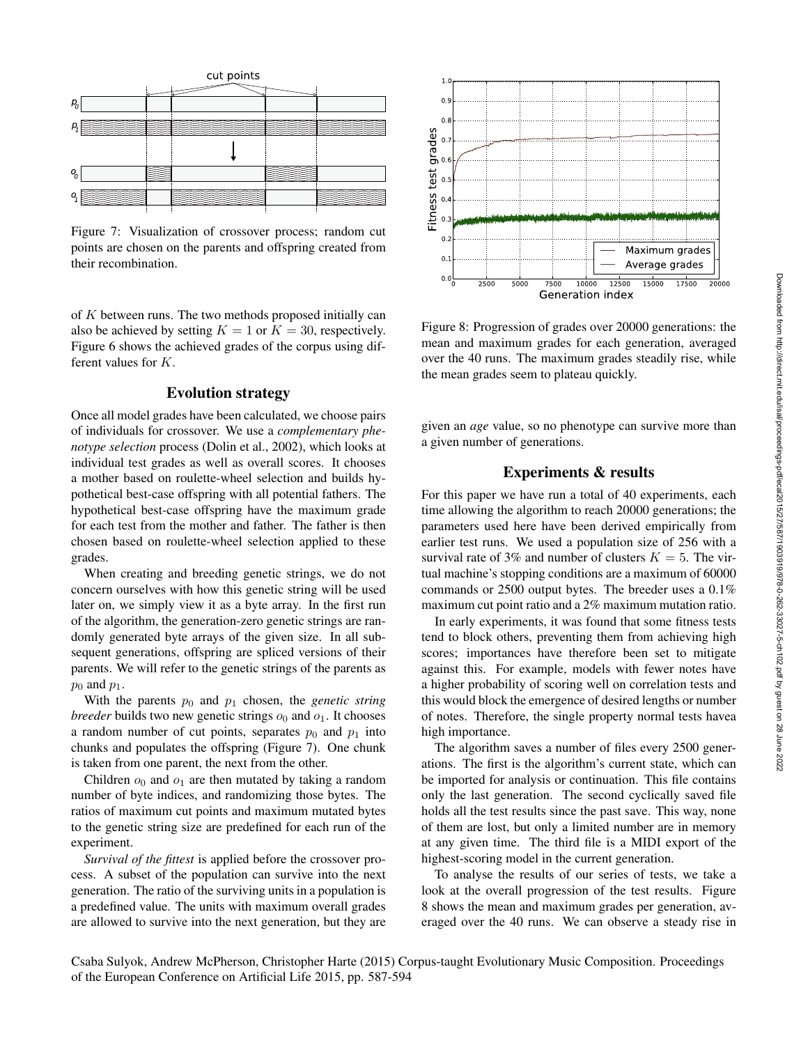Figure 7: Visualization of crossover process; random cut points are chosen on the parents and offspring created from their recombination.

of $K$ between runs. The two methods proposed initially can also be achieved by setting $K = 1$ or $K = 30$, respectively. Figure 6 shows the achieved grades of the corpus using different values for $K$.

## Evolution strategy

Once all model grades have been calculated, we choose pairs of individuals for crossover. We use a *complementary phenotype selection* process (Dolin et al., 2002), which looks at individual test grades as well as overall scores. It chooses a mother based on roulette-wheel selection and builds hypothetical best-case offspring with all potential fathers. The hypothetical best-case offspring have the maximum grade for each test from the mother and father. The father is then chosen based on roulette-wheel selection applied to these grades.

When creating and breeding genetic strings, we do not concern ourselves with how this genetic string will be used later on, we simply view it as a byte array. In the first run of the algorithm, the generation-zero genetic strings are randomly generated byte arrays of the given size. In all subsequent generations, offspring are spliced versions of their parents. We will refer to the genetic strings of the parents as $p_0$ and $p_1$.

With the parents $p_0$ and $p_1$ chosen, the *genetic string breeder* builds two new genetic strings $o_0$ and $o_1$. It chooses a random number of cut points, separates $p_0$ and $p_1$ into chunks and populates the offspring (Figure 7). One chunk is taken from one parent, the next from the other.

Children $o_0$ and $o_1$ are then mutated by taking a random number of byte indices, and randomizing those bytes. The ratios of maximum cut points and maximum mutated bytes to the genetic string size are predefined for each run of the experiment.

*Survival of the fittest* is applied before the crossover process. A subset of the population can survive into the next generation. The ratio of the surviving units in a population is a predefined value. The units with maximum overall grades are allowed to survive into the next generation, but they are given an *age* value, so no phenotype can survive more than a given number of generations.

Figure 8: Progression of grades over 20000 generations: the mean and maximum grades for each generation, averaged over the 40 runs. The maximum grades steadily rise, while the mean grades seem to plateau quickly.

## Experiments & results

For this paper we have run a total of 40 experiments, each time allowing the algorithm to reach 20000 generations; the parameters used here have been derived empirically from earlier test runs. We used a population size of 256 with a survival rate of 3% and number of clusters $K = 5$. The virtual machine's stopping conditions are a maximum of 60000 commands or 2500 output bytes. The breeder uses a 0.1% maximum cut point ratio and a 2% maximum mutation ratio.

In early experiments, it was found that some fitness tests tend to block others, preventing them from achieving high scores; importances have therefore been set to mitigate against this. For example, models with fewer notes have a higher probability of scoring well on correlation tests and this would block the emergence of desired lengths or number of notes. Therefore, the single property normal tests havea high importance.

The algorithm saves a number of files every 2500 generations. The first is the algorithm's current state, which can be imported for analysis or continuation. This file contains only the last generation. The second cyclically saved file holds all the test results since the past save. This way, none of them are lost, but only a limited number are in memory at any given time. The third file is a MIDI export of the highest-scoring model in the current generation.

To analyse the results of our series of tests, we take a look at the overall progression of the test results. Figure 8 shows the mean and maximum grades per generation, averaged over the 40 runs. We can observe a steady rise in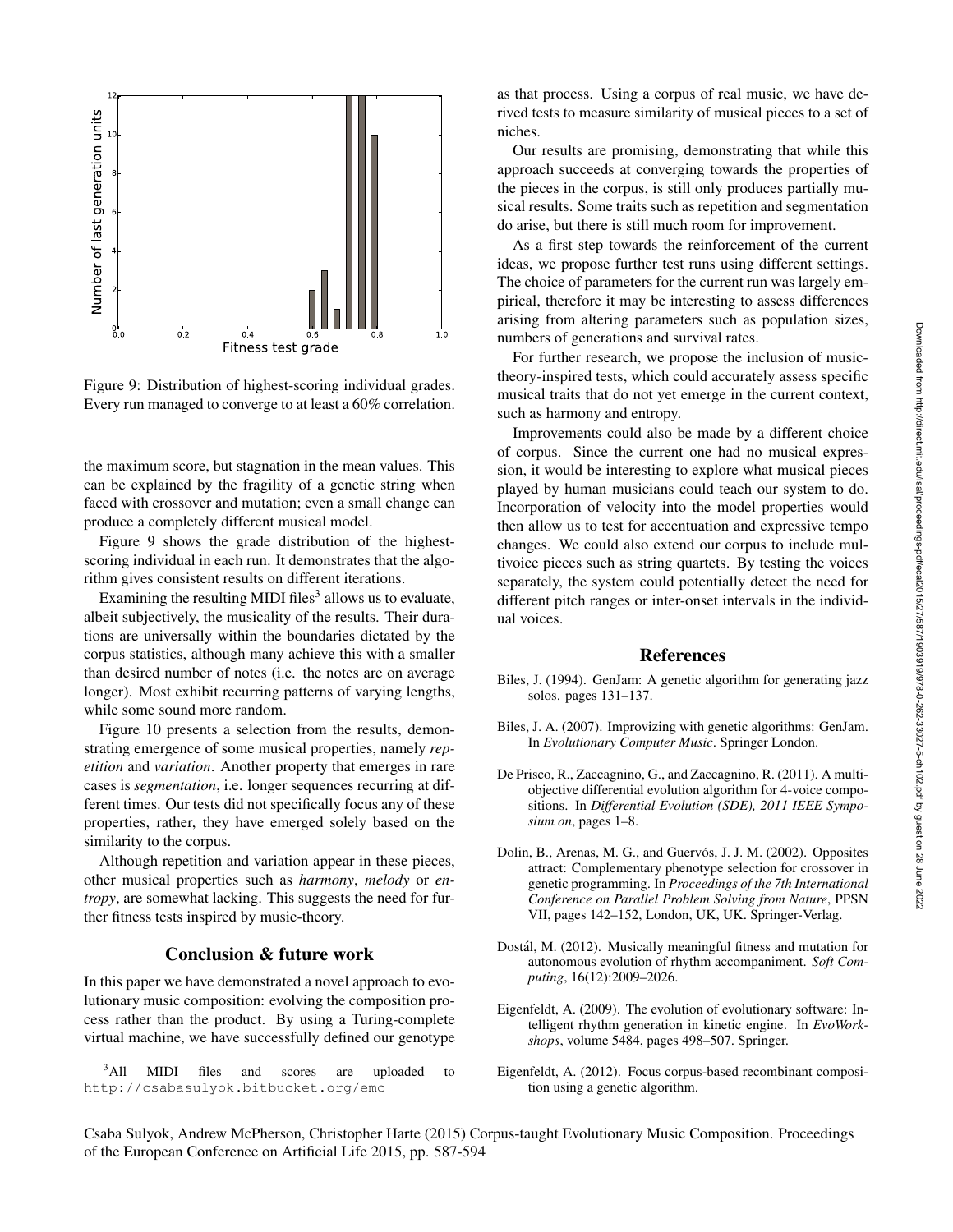Figure 9: Distribution of highest-scoring individual grades. Every run managed to converge to at least a 60% correlation.

the maximum score, but stagnation in the mean values. This can be explained by the fragility of a genetic string when faced with crossover and mutation; even a small change can produce a completely different musical model.

Figure 9 shows the grade distribution of the highest-scoring individual in each run. It demonstrates that the algorithm gives consistent results on different iterations.

Examining the resulting MIDI files[3] allows us to evaluate, albeit subjectively, the musicality of the results. Their durations are universally within the boundaries dictated by the corpus statistics, although many achieve this with a smaller than desired number of notes (i.e. the notes are on average longer). Most exhibit recurring patterns of varying lengths, while some sound more random.

Figure 10 presents a selection from the results, demonstrating emergence of some musical properties, namely *repetition* and *variation*. Another property that emerges in rare cases is *segmentation*, i.e. longer sequences recurring at different times. Our tests did not specifically focus any of these properties, rather, they have emerged solely based on the similarity to the corpus.

Although repetition and variation appear in these pieces, other musical properties such as *harmony*, *melody* or *entropy*, are somewhat lacking. This suggests the need for further fitness tests inspired by music-theory.

## Conclusion & future work

In this paper we have demonstrated a novel approach to evolutionary music composition: evolving the composition process rather than the product. By using a Turing-complete virtual machine, we have successfully defined our genotype as that process. Using a corpus of real music, we have derived tests to measure similarity of musical pieces to a set of niches.

Our results are promising, demonstrating that while this approach succeeds at converging towards the properties of the pieces in the corpus, is still only produces partially musical results. Some traits such as repetition and segmentation do arise, but there is still much room for improvement.

As a first step towards the reinforcement of the current ideas, we propose further test runs using different settings. The choice of parameters for the current run was largely empirical, therefore it may be interesting to assess differences arising from altering parameters such as population sizes, numbers of generations and survival rates.

For further research, we propose the inclusion of music-theory-inspired tests, which could accurately assess specific musical traits that do not yet emerge in the current context, such as harmony and entropy.

Improvements could also be made by a different choice of corpus. Since the current one had no musical expression, it would be interesting to explore what musical pieces played by human musicians could teach our system to do. Incorporation of velocity into the model properties would then allow us to test for accentuation and expressive tempo changes. We could also extend our corpus to include multivoice pieces such as string quartets. By testing the voices separately, the system could potentially detect the need for different pitch ranges or inter-onset intervals in the individual voices.

[3] All MIDI files and scores are uploaded to http://csabasulyok.bitbucket.org/emc

## References

Biles, J. (1994). GenJam: A genetic algorithm for generating jazz solos. pages 131–137.

Biles, J. A. (2007). Improvizing with genetic algorithms: GenJam. In *Evolutionary Computer Music*. Springer London.

De Prisco, R., Zaccagnino, G., and Zaccagnino, R. (2011). A multi-objective differential evolution algorithm for 4-voice compositions. In *Differential Evolution (SDE), 2011 IEEE Symposium on*, pages 1–8.

Dolin, B., Arenas, M. G., and Guervós, J. J. M. (2002). Opposites attract: Complementary phenotype selection for crossover in genetic programming. In *Proceedings of the 7th International Conference on Parallel Problem Solving from Nature*, PPSN VII, pages 142–152, London, UK, UK. Springer-Verlag.

Dostál, M. (2012). Musically meaningful fitness and mutation for autonomous evolution of rhythm accompaniment. *Soft Computing*, 16(12):2009–2026.

Eigenfeldt, A. (2009). The evolution of evolutionary software: Intelligent rhythm generation in kinetic engine. In *EvoWorkshops*, volume 5484, pages 498–507. Springer.

Eigenfeldt, A. (2012). Focus corpus-based recombinant composition using a genetic algorithm.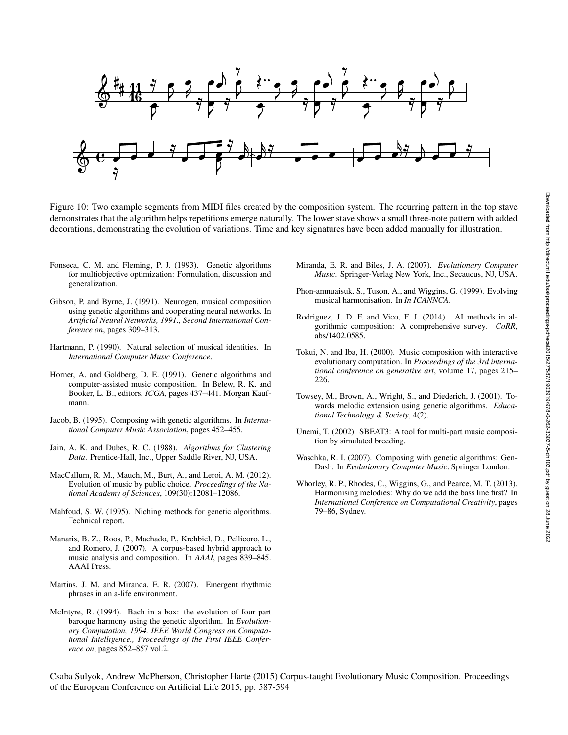Figure 10: Two example segments from MIDI files created by the composition system. The recurring pattern in the top stave demonstrates that the algorithm helps repetitions emerge naturally. The lower stave shows a small three-note pattern with added decorations, demonstrating the evolution of variations. Time and key signatures have been added manually for illustration.

Fonseca, C. M. and Fleming, P. J. (1993). Genetic algorithms for multiobjective optimization: Formulation, discussion and generalization.

Gibson, P. and Byrne, J. (1991). Neurogen, musical composition using genetic algorithms and cooperating neural networks. In *Artificial Neural Networks, 1991., Second International Conference on*, pages 309–313.

Hartmann, P. (1990). Natural selection of musical identities. In *International Computer Music Conference*.

Horner, A. and Goldberg, D. E. (1991). Genetic algorithms and computer-assisted music composition. In Belew, R. K. and Booker, L. B., editors, *ICGA*, pages 437–441. Morgan Kaufmann.

Jacob, B. (1995). Composing with genetic algorithms. In *International Computer Music Association*, pages 452–455.

Jain, A. K. and Dubes, R. C. (1988). *Algorithms for Clustering Data*. Prentice-Hall, Inc., Upper Saddle River, NJ, USA.

MacCallum, R. M., Mauch, M., Burt, A., and Leroi, A. M. (2012). Evolution of music by public choice. *Proceedings of the National Academy of Sciences*, 109(30):12081–12086.

Mahfoud, S. W. (1995). Niching methods for genetic algorithms. Technical report.

Manaris, B. Z., Roos, P., Machado, P., Krehbiel, D., Pellicoro, L., and Romero, J. (2007). A corpus-based hybrid approach to music analysis and composition. In *AAAI*, pages 839–845. AAAI Press.

Martins, J. M. and Miranda, E. R. (2007). Emergent rhythmic phrases in an a-life environment.

McIntyre, R. (1994). Bach in a box: the evolution of four part baroque harmony using the genetic algorithm. In *Evolutionary Computation, 1994. IEEE World Congress on Computational Intelligence., Proceedings of the First IEEE Conference on*, pages 852–857 vol.2.

Miranda, E. R. and Biles, J. A. (2007). *Evolutionary Computer Music*. Springer-Verlag New York, Inc., Secaucus, NJ, USA.

Phon-amnuaisuk, S., Tuson, A., and Wiggins, G. (1999). Evolving musical harmonisation. In *In ICANNCA*.

Rodriguez, J. D. F. and Vico, F. J. (2014). AI methods in algorithmic composition: A comprehensive survey. *CoRR*, abs/1402.0585.

Tokui, N. and Iba, H. (2000). Music composition with interactive evolutionary computation. In *Proceedings of the 3rd international conference on generative art*, volume 17, pages 215–226.

Towsey, M., Brown, A., Wright, S., and Diederich, J. (2001). Towards melodic extension using genetic algorithms. *Educational Technology & Society*, 4(2).

Unemi, T. (2002). SBEAT3: A tool for multi-part music composition by simulated breeding.

Waschka, R. I. (2007). Composing with genetic algorithms: GenDash. In *Evolutionary Computer Music*. Springer London.

Whorley, R. P., Rhodes, C., Wiggins, G., and Pearce, M. T. (2013). Harmonising melodies: Why do we add the bass line first? In *International Conference on Computational Creativity*, pages 79–86, Sydney.